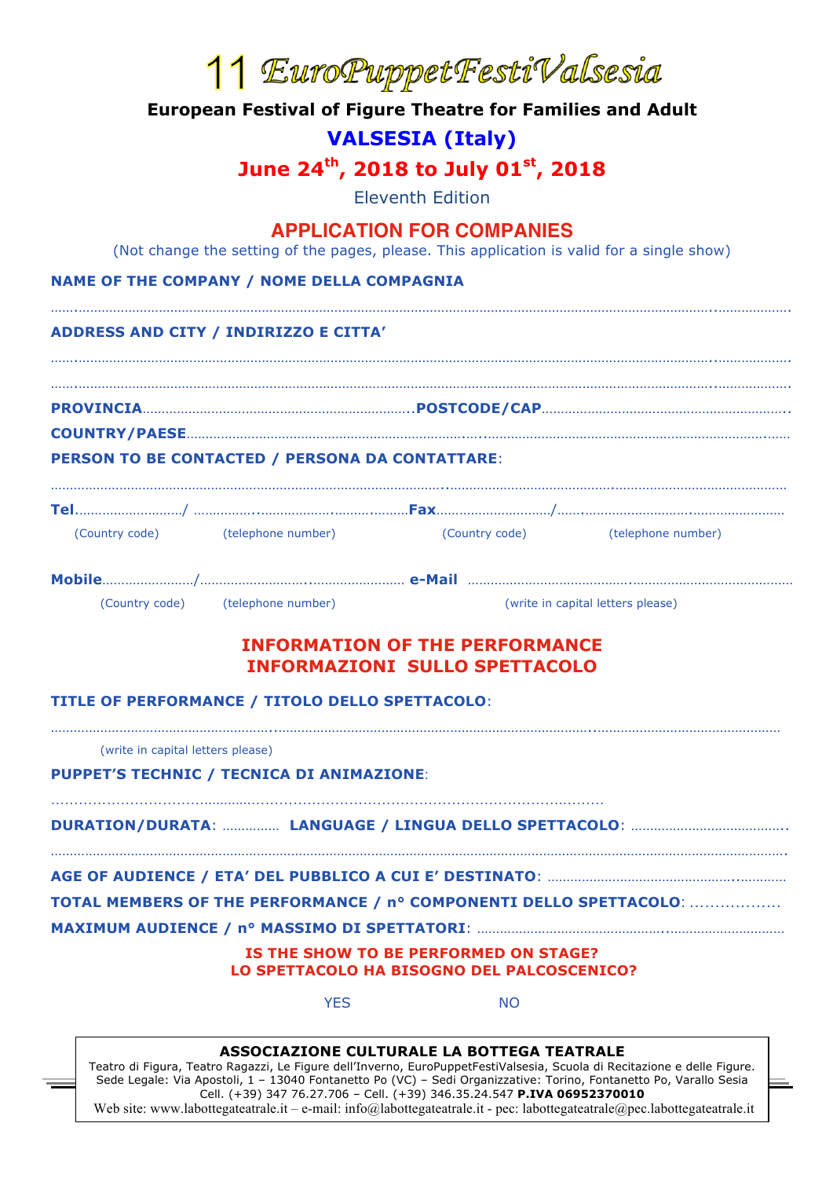# 11 EuroPuppetFestiValsesia

**European Festival of Figure Theatre for Families and Adult**

## VALSESIA (Italy)

## June 24th, 2018 to July 01st, 2018

Eleventh Edition

## APPLICATION FOR COMPANIES

(Not change the setting of the pages, please. This application is valid for a single show)

**NAME OF THE COMPANY / NOME DELLA COMPAGNIA**

……………………………………………………………………………………………………………………………………

**ADDRESS AND CITY / INDIRIZZO E CITTA'**

……………………………………………………………………………………………………………………………………

……………………………………………………………………………………………………………………………………

**PROVINCIA**……………………………………………………………**POSTCODE/CAP**……………………………………………………

**COUNTRY/PAESE**……………………………………………………………………………………………………………………

**PERSON TO BE CONTACTED / PERSONA DA CONTATTARE**:

……………………………………………………………………………………………………………………………………

**Tel**………………………/ ……………………………………………**Fax**…………………………/……………………………………………

(Country code) (telephone number) (Country code) (telephone number)

**Mobile**……………………/……………………………………………… **e-Mail** ……………………………………………………………………

(Country code) (telephone number) (write in capital letters please)

## INFORMATION OF THE PERFORMANCE
## INFORMAZIONI SULLO SPETTACOLO

**TITLE OF PERFORMANCE / TITOLO DELLO SPETTACOLO**:

……………………………………………………………………………………………………………………………………

(write in capital letters please)

**PUPPET'S TECHNIC / TECNICA DI ANIMAZIONE**:

……………………………………………………………………………………………

**DURATION/DURATA**: …………… **LANGUAGE / LINGUA DELLO SPETTACOLO**: ……………………………………

……………………………………………………………………………………………………………………………………

**AGE OF AUDIENCE / ETA' DEL PUBBLICO A CUI E' DESTINATO**: ……………………………………………………

**TOTAL MEMBERS OF THE PERFORMANCE / n° COMPONENTI DELLO SPETTACOLO**: ………………

**MAXIMUM AUDIENCE / n° MASSIMO DI SPETTATORI**: ………………………………………………………………

**IS THE SHOW TO BE PERFORMED ON STAGE?**
**LO SPETTACOLO HA BISOGNO DEL PALCOSCENICO?**

YES NO

**ASSOCIAZIONE CULTURALE LA BOTTEGA TEATRALE**
Teatro di Figura, Teatro Ragazzi, Le Figure dell'Inverno, EuroPuppetFestiValsesia, Scuola di Recitazione e delle Figure.
Sede Legale: Via Apostoli, 1 – 13040 Fontanetto Po (VC) – Sedi Organizzative: Torino, Fontanetto Po, Varallo Sesia
Cell. (+39) 347 76.27.706 – Cell. (+39) 346.35.24.547 **P.IVA 06952370010**
Web site: www.labottegateatrale.it – e-mail: info@labottegateatrale.it - pec: labottegateatrale@pec.labottegateatrale.it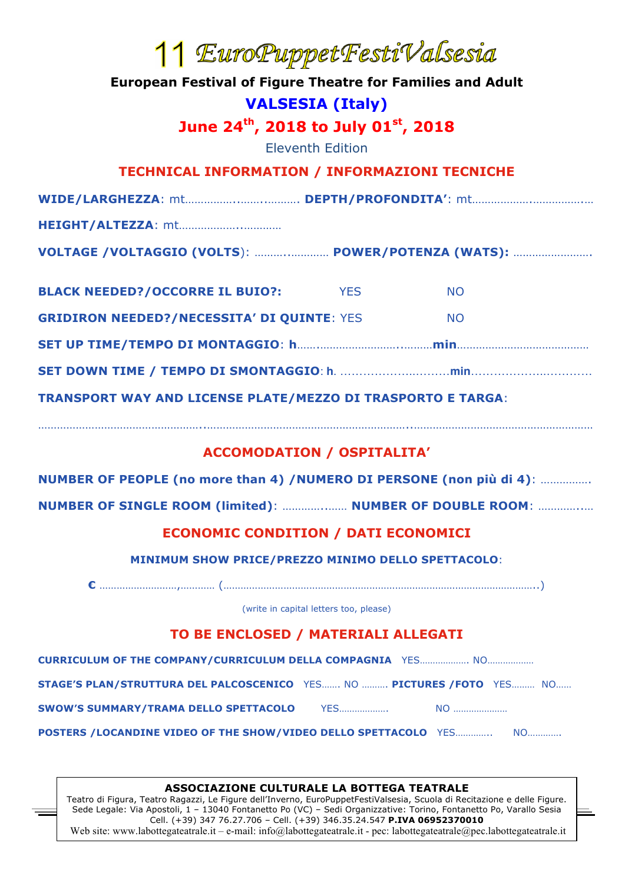# 11 EuroPuppetFestiValsesia

**European Festival of Figure Theatre for Families and Adult**

## VALSESIA (Italy)

## June 24th, 2018 to July 01st, 2018

Eleventh Edition

## TECHNICAL INFORMATION / INFORMAZIONI TECNICHE

**WIDE/LARGHEZZA**: mt……………..……..………. **DEPTH/PROFONDITA'**: mt………………..……………..…

**HEIGHT/ALTEZZA**: mt………………..…………

**VOLTAGE /VOLTAGGIO (VOLTS)**: ………..………… **POWER/POTENZA (WATS):** …………………….

**BLACK NEEDED?/OCCORRE IL BUIO?:** YES NO

**GRIDIRON NEEDED?/NECESSITA' DI QUINTE**: YES NO

**SET UP TIME/TEMPO DI MONTAGGIO**: **h**……..…………………..……….**min**……………………………………

**SET DOWN TIME / TEMPO DI SMONTAGGIO**: **h**. ………….……..…..……**min**……….………..…..………

**TRANSPORT WAY AND LICENSE PLATE/MEZZO DI TRASPORTO E TARGA**:

……………………………………………..…………………………………………………..…………………………………………………

## ACCOMODATION / OSPITALITA'

**NUMBER OF PEOPLE (no more than 4) /NUMERO DI PERSONE (non più di 4)**: …………….

**NUMBER OF SINGLE ROOM (limited)**: …………..…… **NUMBER OF DOUBLE ROOM**: …………..…

## ECONOMIC CONDITION / DATI ECONOMICI

**MINIMUM SHOW PRICE/PREZZO MINIMO DELLO SPETTACOLO**:

**€** ……………………..,………… (…………………………………………………………………………………………..)

(write in capital letters too, please)

## TO BE ENCLOSED / MATERIALI ALLEGATI

**CURRICULUM OF THE COMPANY/CURRICULUM DELLA COMPAGNIA** YES………………. NO………………

**STAGE'S PLAN/STRUTTURA DEL PALCOSCENICO** YES……. NO ………. **PICTURES /FOTO** YES……… NO……

**SWOW'S SUMMARY/TRAMA DELLO SPETTACOLO** YES………………. NO …………………

**POSTERS /LOCANDINE VIDEO OF THE SHOW/VIDEO DELLO SPETTACOLO** YES………….. NO………….

**ASSOCIAZIONE CULTURALE LA BOTTEGA TEATRALE**
Teatro di Figura, Teatro Ragazzi, Le Figure dell'Inverno, EuroPuppetFestiValsesia, Scuola di Recitazione e delle Figure.
Sede Legale: Via Apostoli, 1 – 13040 Fontanetto Po (VC) – Sedi Organizzative: Torino, Fontanetto Po, Varallo Sesia
Cell. (+39) 347 76.27.706 – Cell. (+39) 346.35.24.547 **P.IVA 06952370010**
Web site: www.labottegateatrale.it – e-mail: info@labottegateatrale.it - pec: labottegateatrale@pec.labottegateatrale.it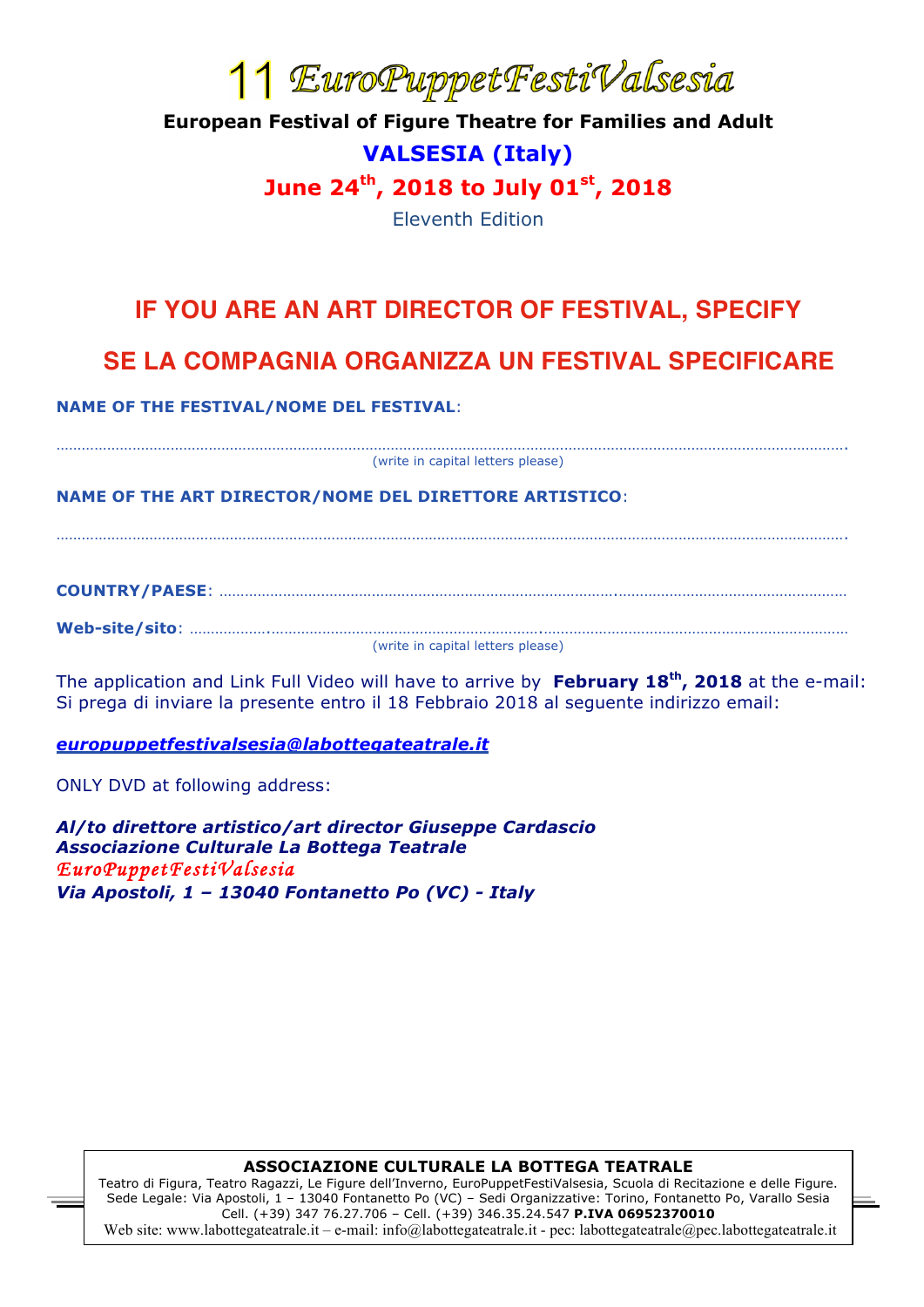# 11 EuroPuppetFestiValsesia

**European Festival of Figure Theatre for Families and Adult**

**VALSESIA (Italy)**

**June 24th, 2018 to July 01st, 2018**

Eleventh Edition

## IF YOU ARE AN ART DIRECTOR OF FESTIVAL, SPECIFY

## SE LA COMPAGNIA ORGANIZZA UN FESTIVAL SPECIFICARE

**NAME OF THE FESTIVAL/NOME DEL FESTIVAL**:

……………………………………………………………………………………………………………………………………………………………….
(write in capital letters please)

**NAME OF THE ART DIRECTOR/NOME DEL DIRETTORE ARTISTICO**:

……………………………………………………………………………………………………………………………………………………………….

**COUNTRY/PAESE**: ……………………………………………………………………………………………………………………………………

**Web-site/sito**: ……………………………………………………………………………………………………………………………………………
(write in capital letters please)

The application and Link Full Video will have to arrive by **February 18th, 2018** at the e-mail:
Si prega di inviare la presente entro il 18 Febbraio 2018 al seguente indirizzo email:

***europuppetfestivalsesia@labottegateatrale.it***

ONLY DVD at following address:

***Al/to direttore artistico/art director Giuseppe Cardascio***
***Associazione Culturale La Bottega Teatrale***
*EuroPuppetFestiValsesia*
***Via Apostoli, 1 – 13040 Fontanetto Po (VC) - Italy***

**ASSOCIAZIONE CULTURALE LA BOTTEGA TEATRALE**
Teatro di Figura, Teatro Ragazzi, Le Figure dell'Inverno, EuroPuppetFestiValsesia, Scuola di Recitazione e delle Figure.
Sede Legale: Via Apostoli, 1 – 13040 Fontanetto Po (VC) – Sedi Organizzative: Torino, Fontanetto Po, Varallo Sesia
Cell. (+39) 347 76.27.706 – Cell. (+39) 346.35.24.547 **P.IVA 06952370010**
Web site: www.labottegateatrale.it – e-mail: info@labottegateatrale.it - pec: labottegateatrale@pec.labottegateatrale.it